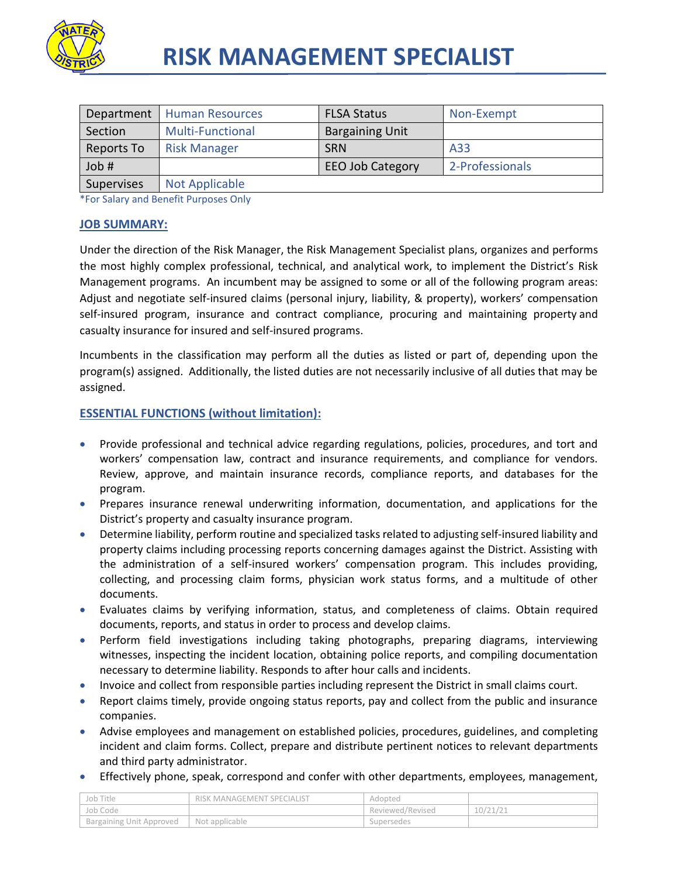# RISK MANAGEMENT SPECIALIST

| Department | Human Resources | FLSA Status | Non-Exempt |
|---|---|---|---|
| Section | Multi-Functional | Bargaining Unit | |
| Reports To | Risk Manager | SRN | A33 |
| Job # | | EEO Job Category | 2-Professionals |
| Supervises | Not Applicable | | |

*For Salary and Benefit Purposes Only

## JOB SUMMARY:

Under the direction of the Risk Manager, the Risk Management Specialist plans, organizes and performs the most highly complex professional, technical, and analytical work, to implement the District's Risk Management programs. An incumbent may be assigned to some or all of the following program areas: Adjust and negotiate self-insured claims (personal injury, liability, & property), workers' compensation self-insured program, insurance and contract compliance, procuring and maintaining property and casualty insurance for insured and self-insured programs.

Incumbents in the classification may perform all the duties as listed or part of, depending upon the program(s) assigned. Additionally, the listed duties are not necessarily inclusive of all duties that may be assigned.

## ESSENTIAL FUNCTIONS (without limitation):

- Provide professional and technical advice regarding regulations, policies, procedures, and tort and workers' compensation law, contract and insurance requirements, and compliance for vendors. Review, approve, and maintain insurance records, compliance reports, and databases for the program.
- Prepares insurance renewal underwriting information, documentation, and applications for the District's property and casualty insurance program.
- Determine liability, perform routine and specialized tasks related to adjusting self-insured liability and property claims including processing reports concerning damages against the District. Assisting with the administration of a self-insured workers' compensation program. This includes providing, collecting, and processing claim forms, physician work status forms, and a multitude of other documents.
- Evaluates claims by verifying information, status, and completeness of claims. Obtain required documents, reports, and status in order to process and develop claims.
- Perform field investigations including taking photographs, preparing diagrams, interviewing witnesses, inspecting the incident location, obtaining police reports, and compiling documentation necessary to determine liability. Responds to after hour calls and incidents.
- Invoice and collect from responsible parties including represent the District in small claims court.
- Report claims timely, provide ongoing status reports, pay and collect from the public and insurance companies.
- Advise employees and management on established policies, procedures, guidelines, and completing incident and claim forms. Collect, prepare and distribute pertinent notices to relevant departments and third party administrator.
- Effectively phone, speak, correspond and confer with other departments, employees, management,

| Job Title | RISK MANAGEMENT SPECIALIST | Adopted | |
|---|---|---|---|
| Job Code | | Reviewed/Revised | 10/21/21 |
| Bargaining Unit Approved | Not applicable | Supersedes | |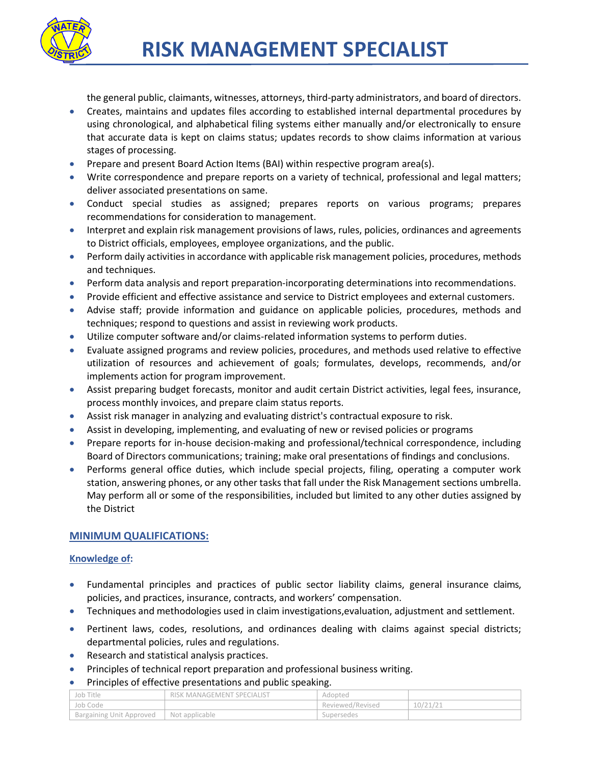the general public, claimants, witnesses, attorneys, third-party administrators, and board of directors.

- Creates, maintains and updates files according to established internal departmental procedures by using chronological, and alphabetical filing systems either manually and/or electronically to ensure that accurate data is kept on claims status; updates records to show claims information at various stages of processing.
- Prepare and present Board Action Items (BAI) within respective program area(s).
- Write correspondence and prepare reports on a variety of technical, professional and legal matters; deliver associated presentations on same.
- Conduct special studies as assigned; prepares reports on various programs; prepares recommendations for consideration to management.
- Interpret and explain risk management provisions of laws, rules, policies, ordinances and agreements to District officials, employees, employee organizations, and the public.
- Perform daily activities in accordance with applicable risk management policies, procedures, methods and techniques.
- Perform data analysis and report preparation-incorporating determinations into recommendations.
- Provide efficient and effective assistance and service to District employees and external customers.
- Advise staff; provide information and guidance on applicable policies, procedures, methods and techniques; respond to questions and assist in reviewing work products.
- Utilize computer software and/or claims-related information systems to perform duties.
- Evaluate assigned programs and review policies, procedures, and methods used relative to effective utilization of resources and achievement of goals; formulates, develops, recommends, and/or implements action for program improvement.
- Assist preparing budget forecasts, monitor and audit certain District activities, legal fees, insurance, process monthly invoices, and prepare claim status reports.
- Assist risk manager in analyzing and evaluating district's contractual exposure to risk.
- Assist in developing, implementing, and evaluating of new or revised policies or programs
- Prepare reports for in-house decision-making and professional/technical correspondence, including Board of Directors communications; training; make oral presentations of findings and conclusions.
- Performs general office duties, which include special projects, filing, operating a computer work station, answering phones, or any other tasks that fall under the Risk Management sections umbrella. May perform all or some of the responsibilities, included but limited to any other duties assigned by the District

## MINIMUM QUALIFICATIONS:

### Knowledge of:

- Fundamental principles and practices of public sector liability claims, general insurance claims, policies, and practices, insurance, contracts, and workers' compensation.
- Techniques and methodologies used in claim investigations,evaluation, adjustment and settlement.
- Pertinent laws, codes, resolutions, and ordinances dealing with claims against special districts; departmental policies, rules and regulations.
- Research and statistical analysis practices.
- Principles of technical report preparation and professional business writing.
- Principles of effective presentations and public speaking.

| Job Title | RISK MANAGEMENT SPECIALIST | Adopted | |
|---|---|---|---|
| Job Code | | Reviewed/Revised | 10/21/21 |
| Bargaining Unit Approved | Not applicable | Supersedes | |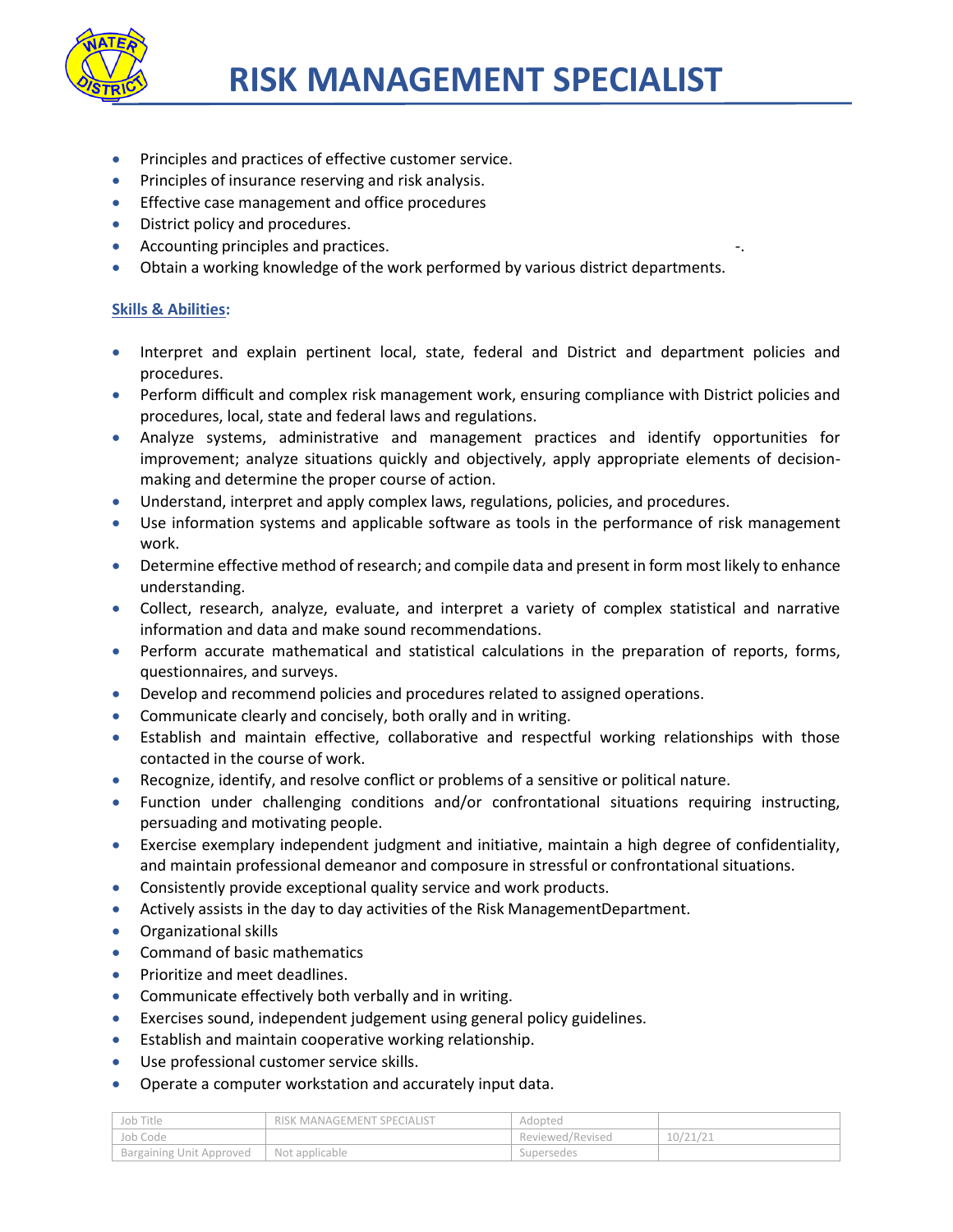- Principles and practices of effective customer service.
- Principles of insurance reserving and risk analysis.
- Effective case management and office procedures
- District policy and procedures.
- Accounting principles and practices. -.
- Obtain a working knowledge of the work performed by various district departments.

**Skills & Abilities:**

- Interpret and explain pertinent local, state, federal and District and department policies and procedures.
- Perform difficult and complex risk management work, ensuring compliance with District policies and procedures, local, state and federal laws and regulations.
- Analyze systems, administrative and management practices and identify opportunities for improvement; analyze situations quickly and objectively, apply appropriate elements of decision-making and determine the proper course of action.
- Understand, interpret and apply complex laws, regulations, policies, and procedures.
- Use information systems and applicable software as tools in the performance of risk management work.
- Determine effective method of research; and compile data and present in form most likely to enhance understanding.
- Collect, research, analyze, evaluate, and interpret a variety of complex statistical and narrative information and data and make sound recommendations.
- Perform accurate mathematical and statistical calculations in the preparation of reports, forms, questionnaires, and surveys.
- Develop and recommend policies and procedures related to assigned operations.
- Communicate clearly and concisely, both orally and in writing.
- Establish and maintain effective, collaborative and respectful working relationships with those contacted in the course of work.
- Recognize, identify, and resolve conflict or problems of a sensitive or political nature.
- Function under challenging conditions and/or confrontational situations requiring instructing, persuading and motivating people.
- Exercise exemplary independent judgment and initiative, maintain a high degree of confidentiality, and maintain professional demeanor and composure in stressful or confrontational situations.
- Consistently provide exceptional quality service and work products.
- Actively assists in the day to day activities of the Risk ManagementDepartment.
- Organizational skills
- Command of basic mathematics
- Prioritize and meet deadlines.
- Communicate effectively both verbally and in writing.
- Exercises sound, independent judgement using general policy guidelines.
- Establish and maintain cooperative working relationship.
- Use professional customer service skills.
- Operate a computer workstation and accurately input data.

| Job Title | RISK MANAGEMENT SPECIALIST | Adopted | |
|---|---|---|---|
| Job Code | | Reviewed/Revised | 10/21/21 |
| Bargaining Unit Approved | Not applicable | Supersedes | |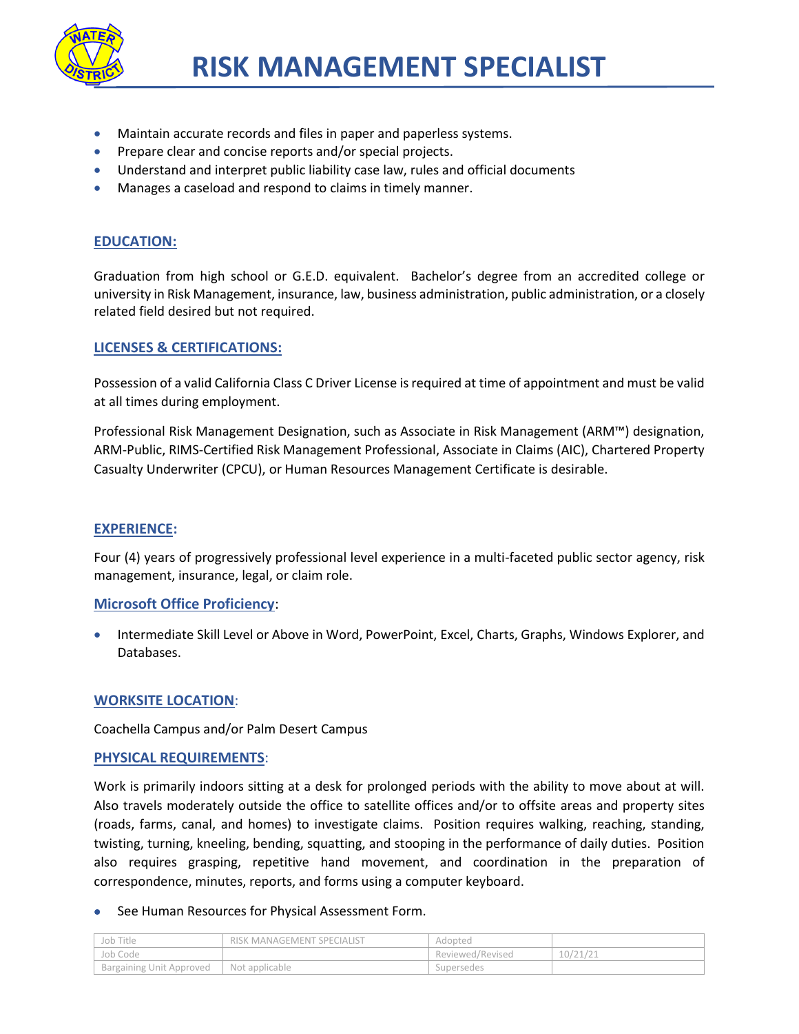# RISK MANAGEMENT SPECIALIST

- Maintain accurate records and files in paper and paperless systems.
- Prepare clear and concise reports and/or special projects.
- Understand and interpret public liability case law, rules and official documents
- Manages a caseload and respond to claims in timely manner.

## EDUCATION:

Graduation from high school or G.E.D. equivalent. Bachelor's degree from an accredited college or university in Risk Management, insurance, law, business administration, public administration, or a closely related field desired but not required.

## LICENSES & CERTIFICATIONS:

Possession of a valid California Class C Driver License is required at time of appointment and must be valid at all times during employment.

Professional Risk Management Designation, such as Associate in Risk Management (ARM™) designation, ARM-Public, RIMS-Certified Risk Management Professional, Associate in Claims (AIC), Chartered Property Casualty Underwriter (CPCU), or Human Resources Management Certificate is desirable.

## EXPERIENCE:

Four (4) years of progressively professional level experience in a multi-faceted public sector agency, risk management, insurance, legal, or claim role.

### Microsoft Office Proficiency:

- Intermediate Skill Level or Above in Word, PowerPoint, Excel, Charts, Graphs, Windows Explorer, and Databases.

## WORKSITE LOCATION:

Coachella Campus and/or Palm Desert Campus

## PHYSICAL REQUIREMENTS:

Work is primarily indoors sitting at a desk for prolonged periods with the ability to move about at will. Also travels moderately outside the office to satellite offices and/or to offsite areas and property sites (roads, farms, canal, and homes) to investigate claims. Position requires walking, reaching, standing, twisting, turning, kneeling, bending, squatting, and stooping in the performance of daily duties. Position also requires grasping, repetitive hand movement, and coordination in the preparation of correspondence, minutes, reports, and forms using a computer keyboard.

- See Human Resources for Physical Assessment Form.

| Job Title | RISK MANAGEMENT SPECIALIST | Adopted | |
|---|---|---|---|
| Job Code | | Reviewed/Revised | 10/21/21 |
| Bargaining Unit Approved | Not applicable | Supersedes | |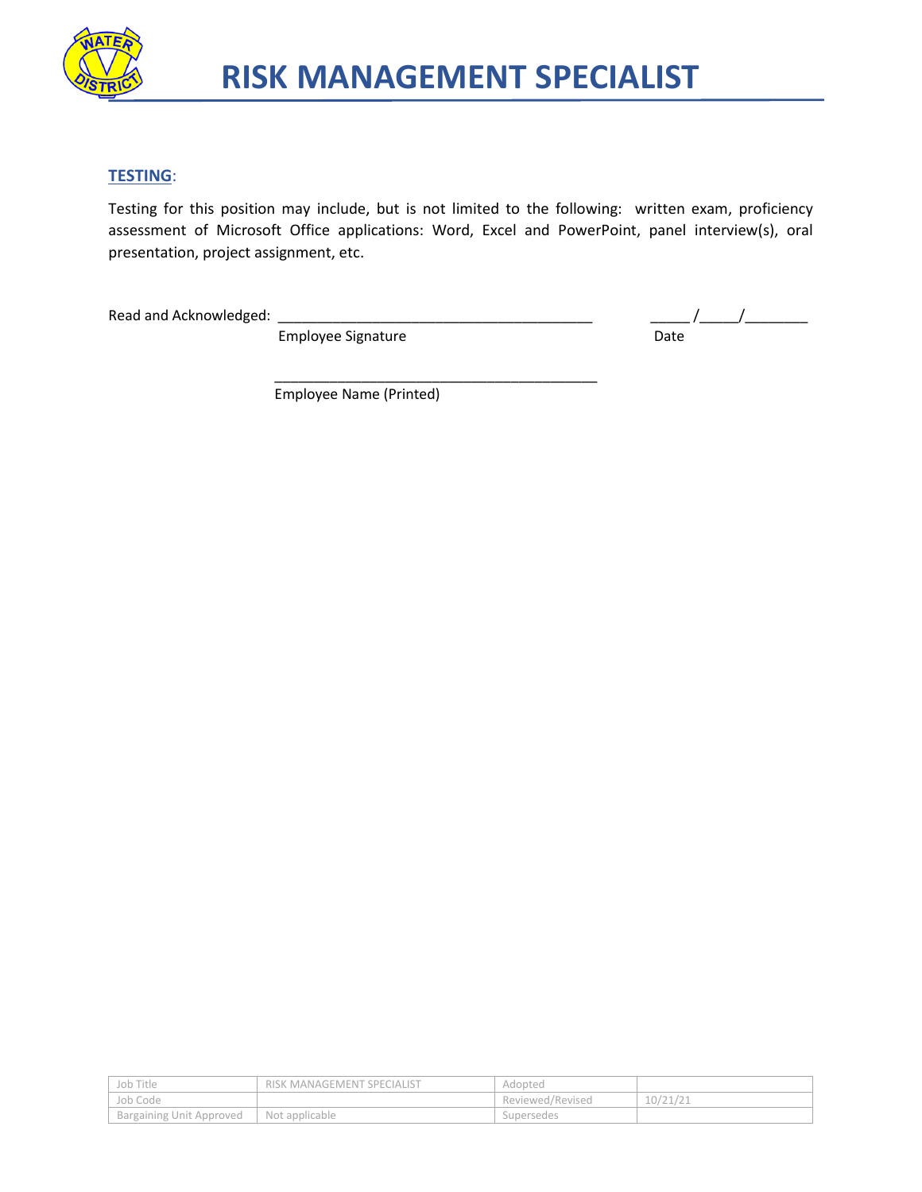# RISK MANAGEMENT SPECIALIST

**TESTING**:

Testing for this position may include, but is not limited to the following: written exam, proficiency assessment of Microsoft Office applications: Word, Excel and PowerPoint, panel interview(s), oral presentation, project assignment, etc.

Read and Acknowledged: ________________________________________ _____ /_____/________

Employee Signature Date

________________________________________

Employee Name (Printed)

| | | | |
|---|---|---|---|
| Job Title | RISK MANAGEMENT SPECIALIST | Adopted | |
| Job Code | | Reviewed/Revised | 10/21/21 |
| Bargaining Unit Approved | Not applicable | Supersedes | |